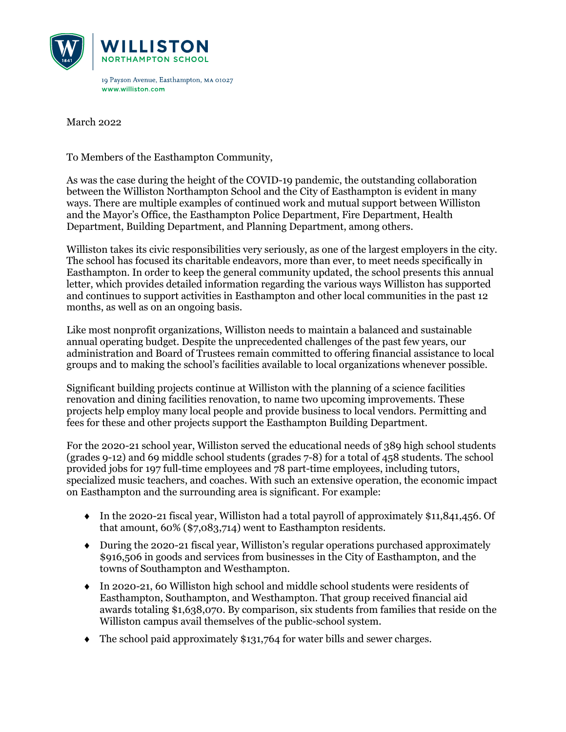**WILLISTON**
NORTHAMPTON SCHOOL

19 Payson Avenue, Easthampton, MA 01027
www.williston.com

March 2022

To Members of the Easthampton Community,

As was the case during the height of the COVID-19 pandemic, the outstanding collaboration between the Williston Northampton School and the City of Easthampton is evident in many ways. There are multiple examples of continued work and mutual support between Williston and the Mayor's Office, the Easthampton Police Department, Fire Department, Health Department, Building Department, and Planning Department, among others.

Williston takes its civic responsibilities very seriously, as one of the largest employers in the city. The school has focused its charitable endeavors, more than ever, to meet needs specifically in Easthampton. In order to keep the general community updated, the school presents this annual letter, which provides detailed information regarding the various ways Williston has supported and continues to support activities in Easthampton and other local communities in the past 12 months, as well as on an ongoing basis.

Like most nonprofit organizations, Williston needs to maintain a balanced and sustainable annual operating budget. Despite the unprecedented challenges of the past few years, our administration and Board of Trustees remain committed to offering financial assistance to local groups and to making the school's facilities available to local organizations whenever possible.

Significant building projects continue at Williston with the planning of a science facilities renovation and dining facilities renovation, to name two upcoming improvements. These projects help employ many local people and provide business to local vendors. Permitting and fees for these and other projects support the Easthampton Building Department.

For the 2020-21 school year, Williston served the educational needs of 389 high school students (grades 9-12) and 69 middle school students (grades 7-8) for a total of 458 students. The school provided jobs for 197 full-time employees and 78 part-time employees, including tutors, specialized music teachers, and coaches. With such an extensive operation, the economic impact on Easthampton and the surrounding area is significant. For example:

- In the 2020-21 fiscal year, Williston had a total payroll of approximately $11,841,456. Of that amount, 60% ($7,083,714) went to Easthampton residents.
- During the 2020-21 fiscal year, Williston's regular operations purchased approximately $916,506 in goods and services from businesses in the City of Easthampton, and the towns of Southampton and Westhampton.
- In 2020-21, 60 Williston high school and middle school students were residents of Easthampton, Southampton, and Westhampton. That group received financial aid awards totaling $1,638,070. By comparison, six students from families that reside on the Williston campus avail themselves of the public-school system.
- The school paid approximately $131,764 for water bills and sewer charges.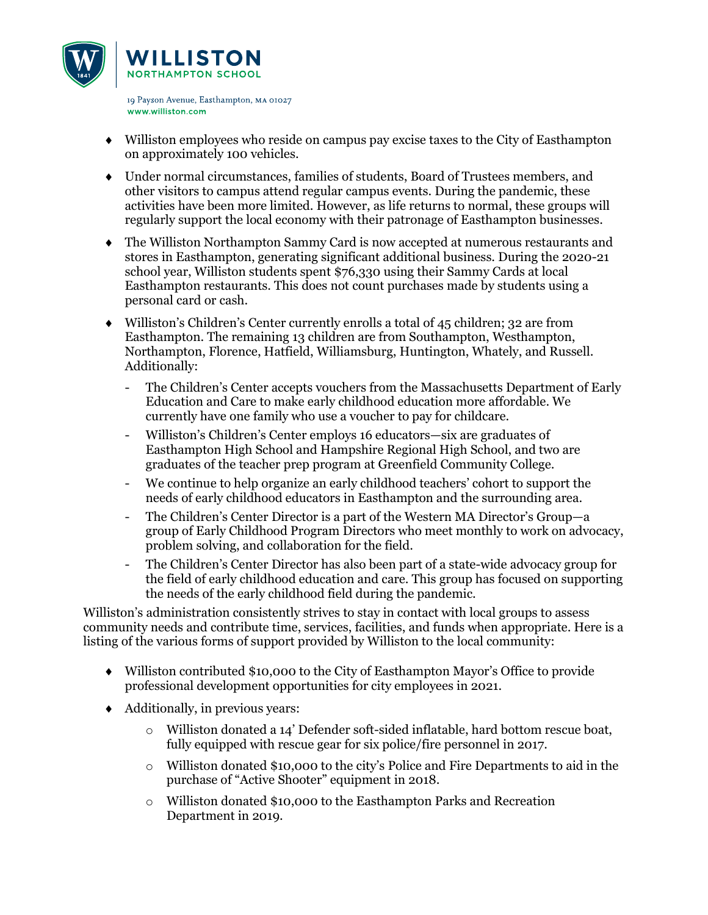- Williston employees who reside on campus pay excise taxes to the City of Easthampton on approximately 100 vehicles.
- Under normal circumstances, families of students, Board of Trustees members, and other visitors to campus attend regular campus events. During the pandemic, these activities have been more limited. However, as life returns to normal, these groups will regularly support the local economy with their patronage of Easthampton businesses.
- The Williston Northampton Sammy Card is now accepted at numerous restaurants and stores in Easthampton, generating significant additional business. During the 2020-21 school year, Williston students spent $76,330 using their Sammy Cards at local Easthampton restaurants. This does not count purchases made by students using a personal card or cash.
- Williston's Children's Center currently enrolls a total of 45 children; 32 are from Easthampton. The remaining 13 children are from Southampton, Westhampton, Northampton, Florence, Hatfield, Williamsburg, Huntington, Whately, and Russell. Additionally:
  - The Children's Center accepts vouchers from the Massachusetts Department of Early Education and Care to make early childhood education more affordable. We currently have one family who use a voucher to pay for childcare.
  - Williston's Children's Center employs 16 educators—six are graduates of Easthampton High School and Hampshire Regional High School, and two are graduates of the teacher prep program at Greenfield Community College.
  - We continue to help organize an early childhood teachers' cohort to support the needs of early childhood educators in Easthampton and the surrounding area.
  - The Children's Center Director is a part of the Western MA Director's Group—a group of Early Childhood Program Directors who meet monthly to work on advocacy, problem solving, and collaboration for the field.
  - The Children's Center Director has also been part of a state-wide advocacy group for the field of early childhood education and care. This group has focused on supporting the needs of the early childhood field during the pandemic.

Williston's administration consistently strives to stay in contact with local groups to assess community needs and contribute time, services, facilities, and funds when appropriate. Here is a listing of the various forms of support provided by Williston to the local community:

- Williston contributed $10,000 to the City of Easthampton Mayor's Office to provide professional development opportunities for city employees in 2021.
- Additionally, in previous years:
  - Williston donated a 14' Defender soft-sided inflatable, hard bottom rescue boat, fully equipped with rescue gear for six police/fire personnel in 2017.
  - Williston donated $10,000 to the city's Police and Fire Departments to aid in the purchase of "Active Shooter" equipment in 2018.
  - Williston donated $10,000 to the Easthampton Parks and Recreation Department in 2019.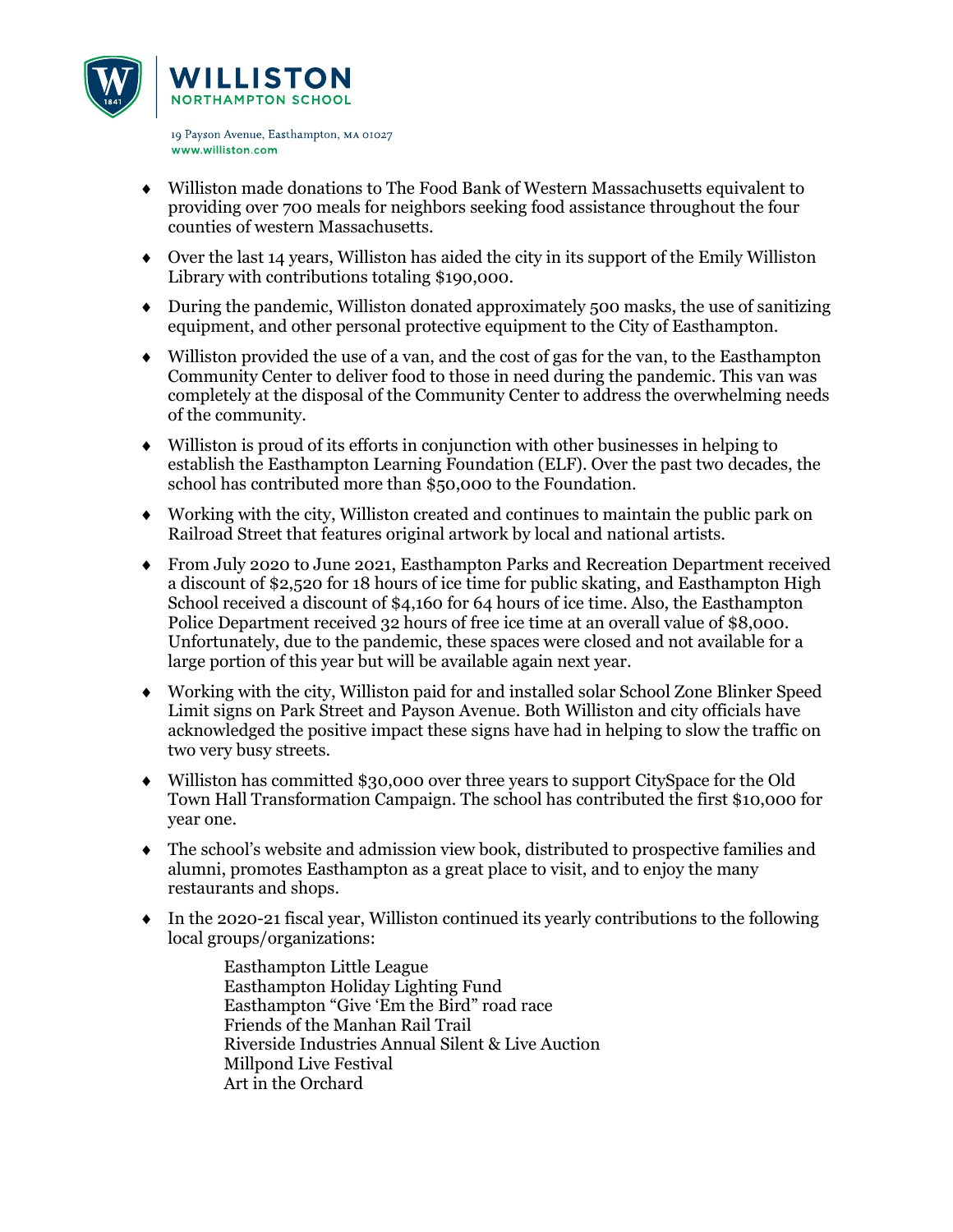- Williston made donations to The Food Bank of Western Massachusetts equivalent to providing over 700 meals for neighbors seeking food assistance throughout the four counties of western Massachusetts.
- Over the last 14 years, Williston has aided the city in its support of the Emily Williston Library with contributions totaling $190,000.
- During the pandemic, Williston donated approximately 500 masks, the use of sanitizing equipment, and other personal protective equipment to the City of Easthampton.
- Williston provided the use of a van, and the cost of gas for the van, to the Easthampton Community Center to deliver food to those in need during the pandemic. This van was completely at the disposal of the Community Center to address the overwhelming needs of the community.
- Williston is proud of its efforts in conjunction with other businesses in helping to establish the Easthampton Learning Foundation (ELF). Over the past two decades, the school has contributed more than $50,000 to the Foundation.
- Working with the city, Williston created and continues to maintain the public park on Railroad Street that features original artwork by local and national artists.
- From July 2020 to June 2021, Easthampton Parks and Recreation Department received a discount of $2,520 for 18 hours of ice time for public skating, and Easthampton High School received a discount of $4,160 for 64 hours of ice time. Also, the Easthampton Police Department received 32 hours of free ice time at an overall value of $8,000. Unfortunately, due to the pandemic, these spaces were closed and not available for a large portion of this year but will be available again next year.
- Working with the city, Williston paid for and installed solar School Zone Blinker Speed Limit signs on Park Street and Payson Avenue. Both Williston and city officials have acknowledged the positive impact these signs have had in helping to slow the traffic on two very busy streets.
- Williston has committed $30,000 over three years to support CitySpace for the Old Town Hall Transformation Campaign. The school has contributed the first $10,000 for year one.
- The school's website and admission view book, distributed to prospective families and alumni, promotes Easthampton as a great place to visit, and to enjoy the many restaurants and shops.
- In the 2020-21 fiscal year, Williston continued its yearly contributions to the following local groups/organizations:

  Easthampton Little League
  Easthampton Holiday Lighting Fund
  Easthampton "Give 'Em the Bird" road race
  Friends of the Manhan Rail Trail
  Riverside Industries Annual Silent & Live Auction
  Millpond Live Festival
  Art in the Orchard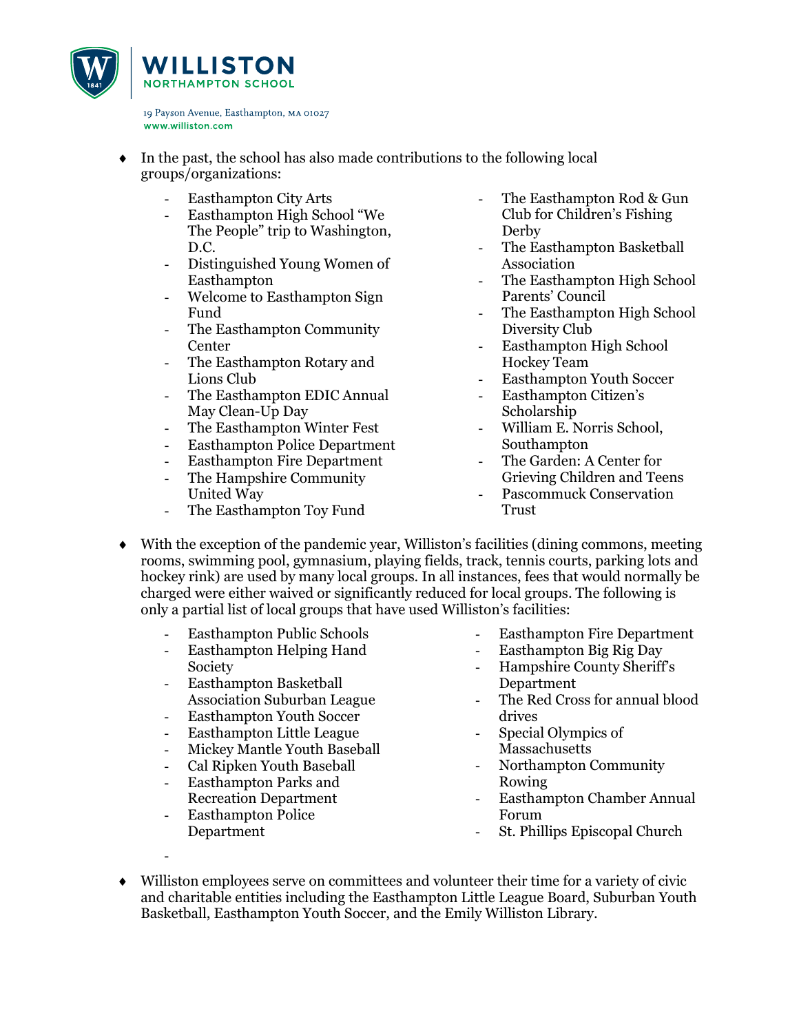- In the past, the school has also made contributions to the following local groups/organizations:
  - Easthampton City Arts
  - Easthampton High School "We The People" trip to Washington, D.C.
  - Distinguished Young Women of Easthampton
  - Welcome to Easthampton Sign Fund
  - The Easthampton Community Center
  - The Easthampton Rotary and Lions Club
  - The Easthampton EDIC Annual May Clean-Up Day
  - The Easthampton Winter Fest
  - Easthampton Police Department
  - Easthampton Fire Department
  - The Hampshire Community United Way
  - The Easthampton Toy Fund
  - The Easthampton Rod & Gun Club for Children's Fishing Derby
  - The Easthampton Basketball Association
  - The Easthampton High School Parents' Council
  - The Easthampton High School Diversity Club
  - Easthampton High School Hockey Team
  - Easthampton Youth Soccer
  - Easthampton Citizen's Scholarship
  - William E. Norris School, Southampton
  - The Garden: A Center for Grieving Children and Teens
  - Pascommuck Conservation Trust

- With the exception of the pandemic year, Williston's facilities (dining commons, meeting rooms, swimming pool, gymnasium, playing fields, track, tennis courts, parking lots and hockey rink) are used by many local groups. In all instances, fees that would normally be charged were either waived or significantly reduced for local groups. The following is only a partial list of local groups that have used Williston's facilities:
  - Easthampton Public Schools
  - Easthampton Helping Hand Society
  - Easthampton Basketball Association Suburban League
  - Easthampton Youth Soccer
  - Easthampton Little League
  - Mickey Mantle Youth Baseball
  - Cal Ripken Youth Baseball
  - Easthampton Parks and Recreation Department
  - Easthampton Police Department
  - Easthampton Fire Department
  - Easthampton Big Rig Day
  - Hampshire County Sheriff's Department
  - The Red Cross for annual blood drives
  - Special Olympics of Massachusetts
  - Northampton Community Rowing
  - Easthampton Chamber Annual Forum
  - St. Phillips Episcopal Church

- Williston employees serve on committees and volunteer their time for a variety of civic and charitable entities including the Easthampton Little League Board, Suburban Youth Basketball, Easthampton Youth Soccer, and the Emily Williston Library.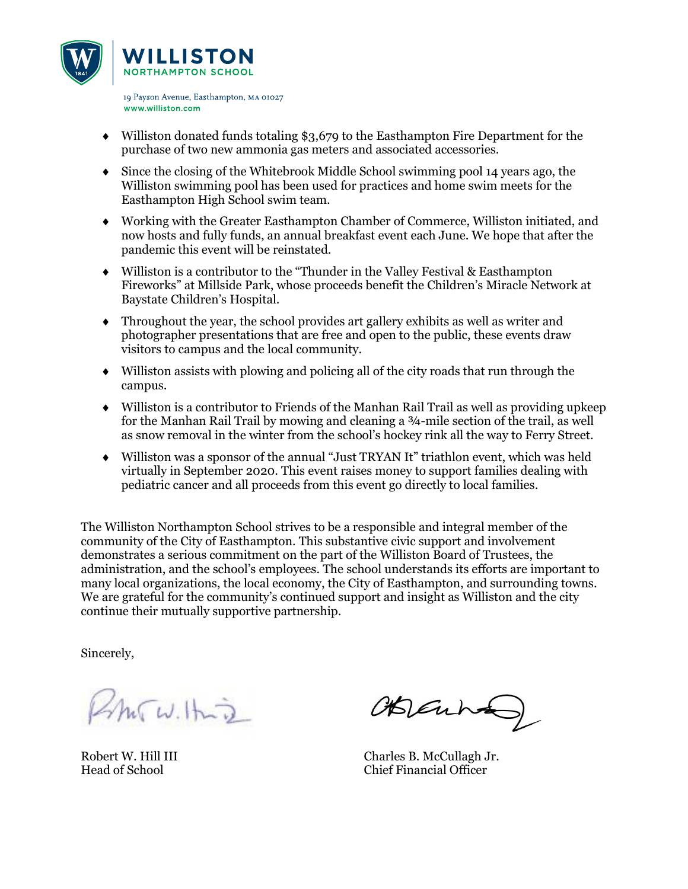- Williston donated funds totaling $3,679 to the Easthampton Fire Department for the purchase of two new ammonia gas meters and associated accessories.
- Since the closing of the Whitebrook Middle School swimming pool 14 years ago, the Williston swimming pool has been used for practices and home swim meets for the Easthampton High School swim team.
- Working with the Greater Easthampton Chamber of Commerce, Williston initiated, and now hosts and fully funds, an annual breakfast event each June. We hope that after the pandemic this event will be reinstated.
- Williston is a contributor to the "Thunder in the Valley Festival & Easthampton Fireworks" at Millside Park, whose proceeds benefit the Children's Miracle Network at Baystate Children's Hospital.
- Throughout the year, the school provides art gallery exhibits as well as writer and photographer presentations that are free and open to the public, these events draw visitors to campus and the local community.
- Williston assists with plowing and policing all of the city roads that run through the campus.
- Williston is a contributor to Friends of the Manhan Rail Trail as well as providing upkeep for the Manhan Rail Trail by mowing and cleaning a ¾-mile section of the trail, as well as snow removal in the winter from the school's hockey rink all the way to Ferry Street.
- Williston was a sponsor of the annual "Just TRYAN It" triathlon event, which was held virtually in September 2020. This event raises money to support families dealing with pediatric cancer and all proceeds from this event go directly to local families.

The Williston Northampton School strives to be a responsible and integral member of the community of the City of Easthampton. This substantive civic support and involvement demonstrates a serious commitment on the part of the Williston Board of Trustees, the administration, and the school's employees. The school understands its efforts are important to many local organizations, the local economy, the City of Easthampton, and surrounding towns. We are grateful for the community's continued support and insight as Williston and the city continue their mutually supportive partnership.

Sincerely,

Robert W. Hill III
Head of School

Charles B. McCullagh Jr.
Chief Financial Officer